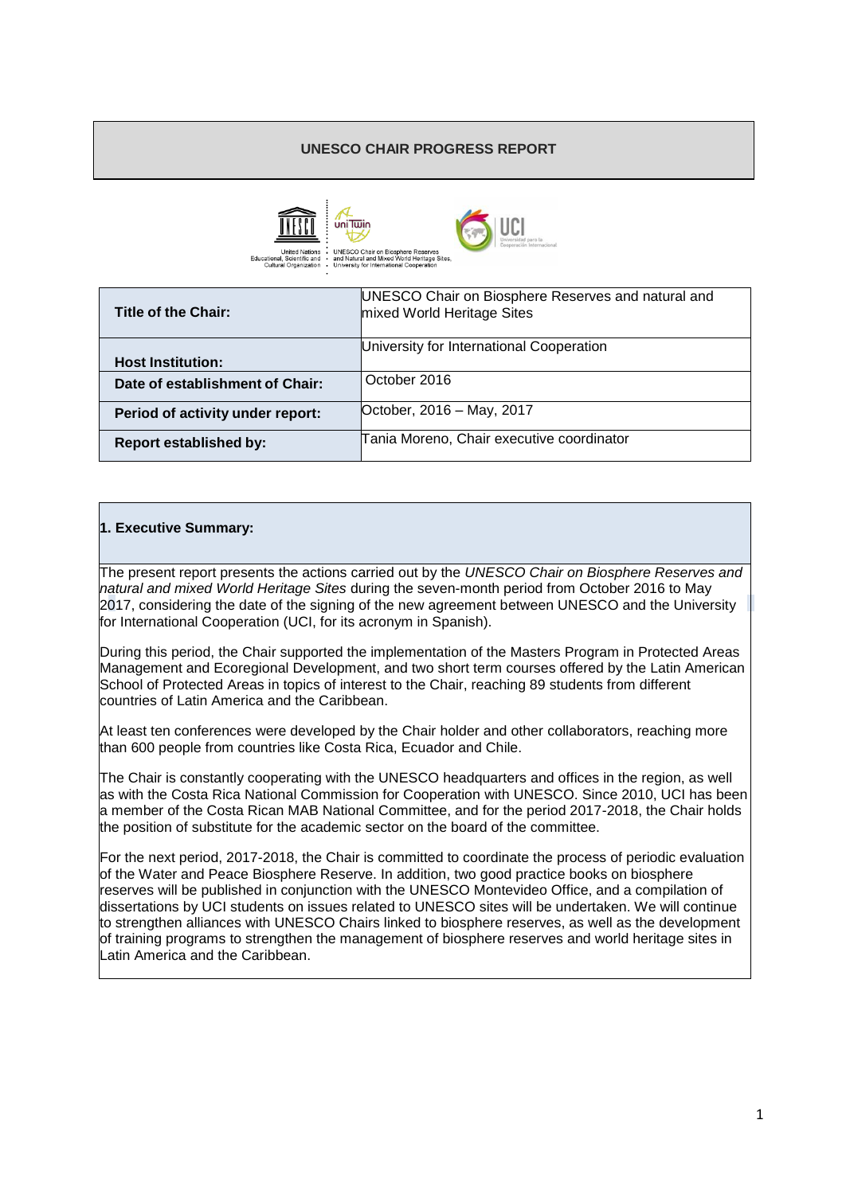# UNESCO CHAIR PROGRESS REPORT

| Title of the Chair: | UNESCO Chair on Biosphere Reserves and natural and mixed World Heritage Sites |
|---|---|
| Host Institution: | University for International Cooperation |
| Date of establishment of Chair: | October 2016 |
| Period of activity under report: | October, 2016 – May, 2017 |
| Report established by: | Tania Moreno, Chair executive coordinator |

## 1. Executive Summary:

The present report presents the actions carried out by the *UNESCO Chair on Biosphere Reserves and natural and mixed World Heritage Sites* during the seven-month period from October 2016 to May 2017, considering the date of the signing of the new agreement between UNESCO and the University for International Cooperation (UCI, for its acronym in Spanish).

During this period, the Chair supported the implementation of the Masters Program in Protected Areas Management and Ecoregional Development, and two short term courses offered by the Latin American School of Protected Areas in topics of interest to the Chair, reaching 89 students from different countries of Latin America and the Caribbean.

At least ten conferences were developed by the Chair holder and other collaborators, reaching more than 600 people from countries like Costa Rica, Ecuador and Chile.

The Chair is constantly cooperating with the UNESCO headquarters and offices in the region, as well as with the Costa Rica National Commission for Cooperation with UNESCO. Since 2010, UCI has been a member of the Costa Rican MAB National Committee, and for the period 2017-2018, the Chair holds the position of substitute for the academic sector on the board of the committee.

For the next period, 2017-2018, the Chair is committed to coordinate the process of periodic evaluation of the Water and Peace Biosphere Reserve. In addition, two good practice books on biosphere reserves will be published in conjunction with the UNESCO Montevideo Office, and a compilation of dissertations by UCI students on issues related to UNESCO sites will be undertaken. We will continue to strengthen alliances with UNESCO Chairs linked to biosphere reserves, as well as the development of training programs to strengthen the management of biosphere reserves and world heritage sites in Latin America and the Caribbean.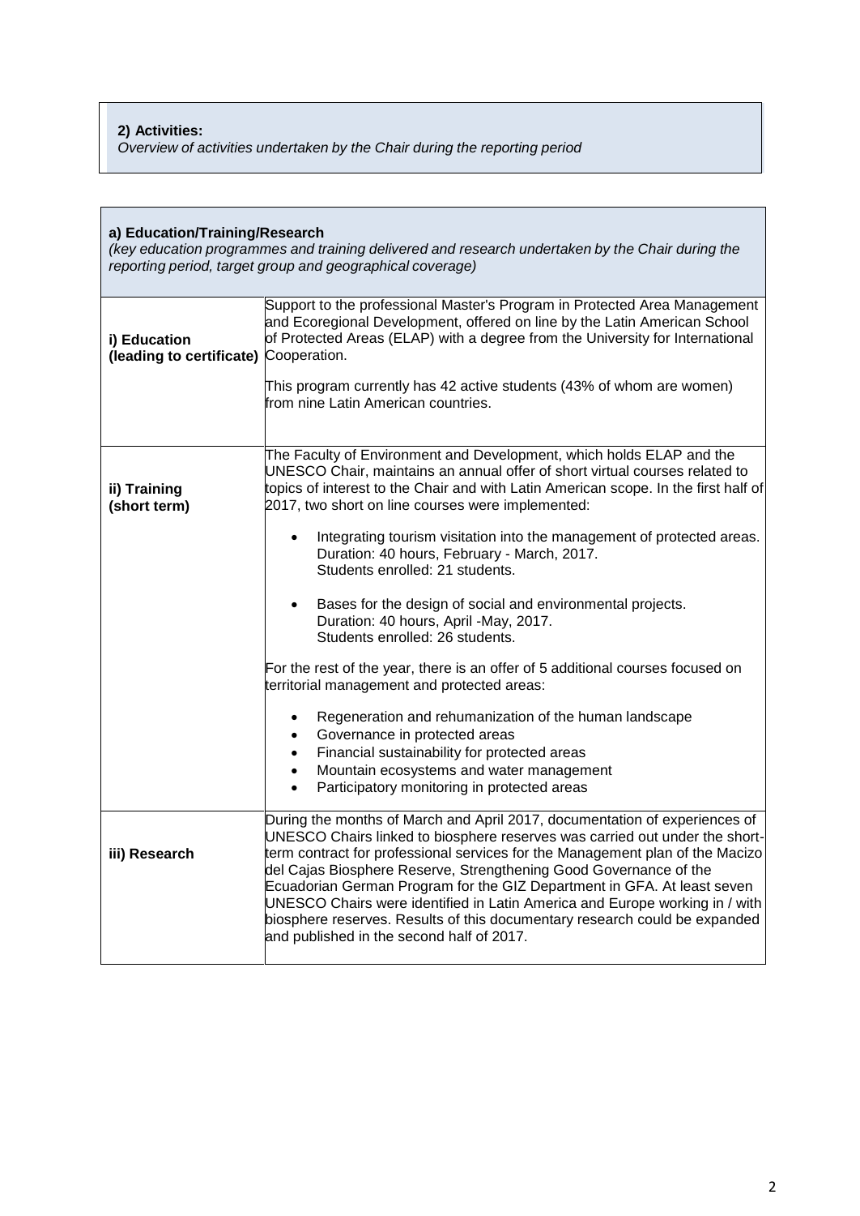**2) Activities:**
*Overview of activities undertaken by the Chair during the reporting period*

**a) Education/Training/Research**
*(key education programmes and training delivered and research undertaken by the Chair during the reporting period, target group and geographical coverage)*

| | |
|---|---|
| **i) Education (leading to certificate)** | Support to the professional Master's Program in Protected Area Management and Ecoregional Development, offered on line by the Latin American School of Protected Areas (ELAP) with a degree from the University for International Cooperation.<br><br>This program currently has 42 active students (43% of whom are women) from nine Latin American countries. |
| **ii) Training (short term)** | The Faculty of Environment and Development, which holds ELAP and the UNESCO Chair, maintains an annual offer of short virtual courses related to topics of interest to the Chair and with Latin American scope. In the first half of 2017, two short on line courses were implemented:<br><br>• Integrating tourism visitation into the management of protected areas. Duration: 40 hours, February - March, 2017. Students enrolled: 21 students.<br><br>• Bases for the design of social and environmental projects. Duration: 40 hours, April -May, 2017. Students enrolled: 26 students.<br><br>For the rest of the year, there is an offer of 5 additional courses focused on territorial management and protected areas:<br><br>• Regeneration and rehumanization of the human landscape<br>• Governance in protected areas<br>• Financial sustainability for protected areas<br>• Mountain ecosystems and water management<br>• Participatory monitoring in protected areas |
| **iii) Research** | During the months of March and April 2017, documentation of experiences of UNESCO Chairs linked to biosphere reserves was carried out under the short-term contract for professional services for the Management plan of the Macizo del Cajas Biosphere Reserve, Strengthening Good Governance of the Ecuadorian German Program for the GIZ Department in GFA. At least seven UNESCO Chairs were identified in Latin America and Europe working in / with biosphere reserves. Results of this documentary research could be expanded and published in the second half of 2017. |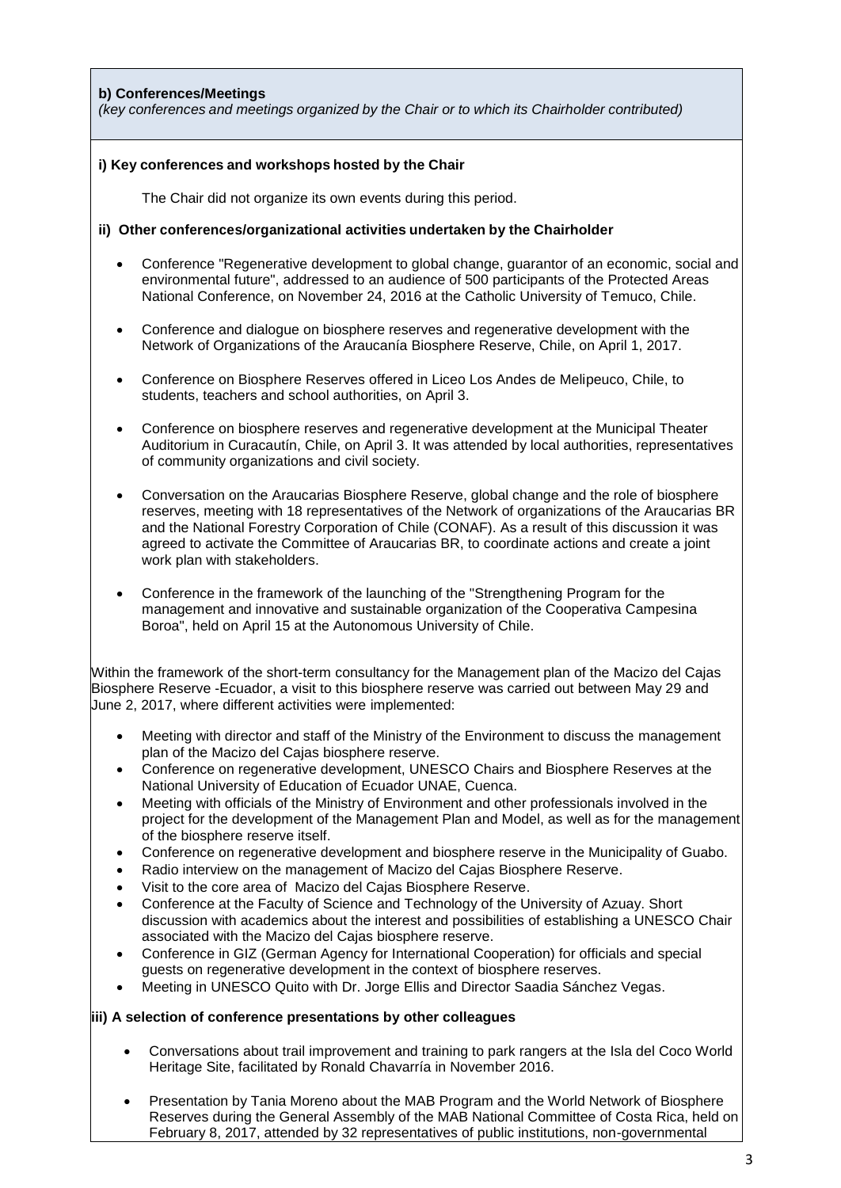**b) Conferences/Meetings**

*(key conferences and meetings organized by the Chair or to which its Chairholder contributed)*

**i) Key conferences and workshops hosted by the Chair**

The Chair did not organize its own events during this period.

**ii) Other conferences/organizational activities undertaken by the Chairholder**

- Conference "Regenerative development to global change, guarantor of an economic, social and environmental future", addressed to an audience of 500 participants of the Protected Areas National Conference, on November 24, 2016 at the Catholic University of Temuco, Chile.
- Conference and dialogue on biosphere reserves and regenerative development with the Network of Organizations of the Araucanía Biosphere Reserve, Chile, on April 1, 2017.
- Conference on Biosphere Reserves offered in Liceo Los Andes de Melipeuco, Chile, to students, teachers and school authorities, on April 3.
- Conference on biosphere reserves and regenerative development at the Municipal Theater Auditorium in Curacautín, Chile, on April 3. It was attended by local authorities, representatives of community organizations and civil society.
- Conversation on the Araucarias Biosphere Reserve, global change and the role of biosphere reserves, meeting with 18 representatives of the Network of organizations of the Araucarias BR and the National Forestry Corporation of Chile (CONAF). As a result of this discussion it was agreed to activate the Committee of Araucarias BR, to coordinate actions and create a joint work plan with stakeholders.
- Conference in the framework of the launching of the "Strengthening Program for the management and innovative and sustainable organization of the Cooperativa Campesina Boroa", held on April 15 at the Autonomous University of Chile.

Within the framework of the short-term consultancy for the Management plan of the Macizo del Cajas Biosphere Reserve -Ecuador, a visit to this biosphere reserve was carried out between May 29 and June 2, 2017, where different activities were implemented:

- Meeting with director and staff of the Ministry of the Environment to discuss the management plan of the Macizo del Cajas biosphere reserve.
- Conference on regenerative development, UNESCO Chairs and Biosphere Reserves at the National University of Education of Ecuador UNAE, Cuenca.
- Meeting with officials of the Ministry of Environment and other professionals involved in the project for the development of the Management Plan and Model, as well as for the management of the biosphere reserve itself.
- Conference on regenerative development and biosphere reserve in the Municipality of Guabo.
- Radio interview on the management of Macizo del Cajas Biosphere Reserve.
- Visit to the core area of Macizo del Cajas Biosphere Reserve.
- Conference at the Faculty of Science and Technology of the University of Azuay. Short discussion with academics about the interest and possibilities of establishing a UNESCO Chair associated with the Macizo del Cajas biosphere reserve.
- Conference in GIZ (German Agency for International Cooperation) for officials and special guests on regenerative development in the context of biosphere reserves.
- Meeting in UNESCO Quito with Dr. Jorge Ellis and Director Saadia Sánchez Vegas.

**iii) A selection of conference presentations by other colleagues**

- Conversations about trail improvement and training to park rangers at the Isla del Coco World Heritage Site, facilitated by Ronald Chavarría in November 2016.
- Presentation by Tania Moreno about the MAB Program and the World Network of Biosphere Reserves during the General Assembly of the MAB National Committee of Costa Rica, held on February 8, 2017, attended by 32 representatives of public institutions, non-governmental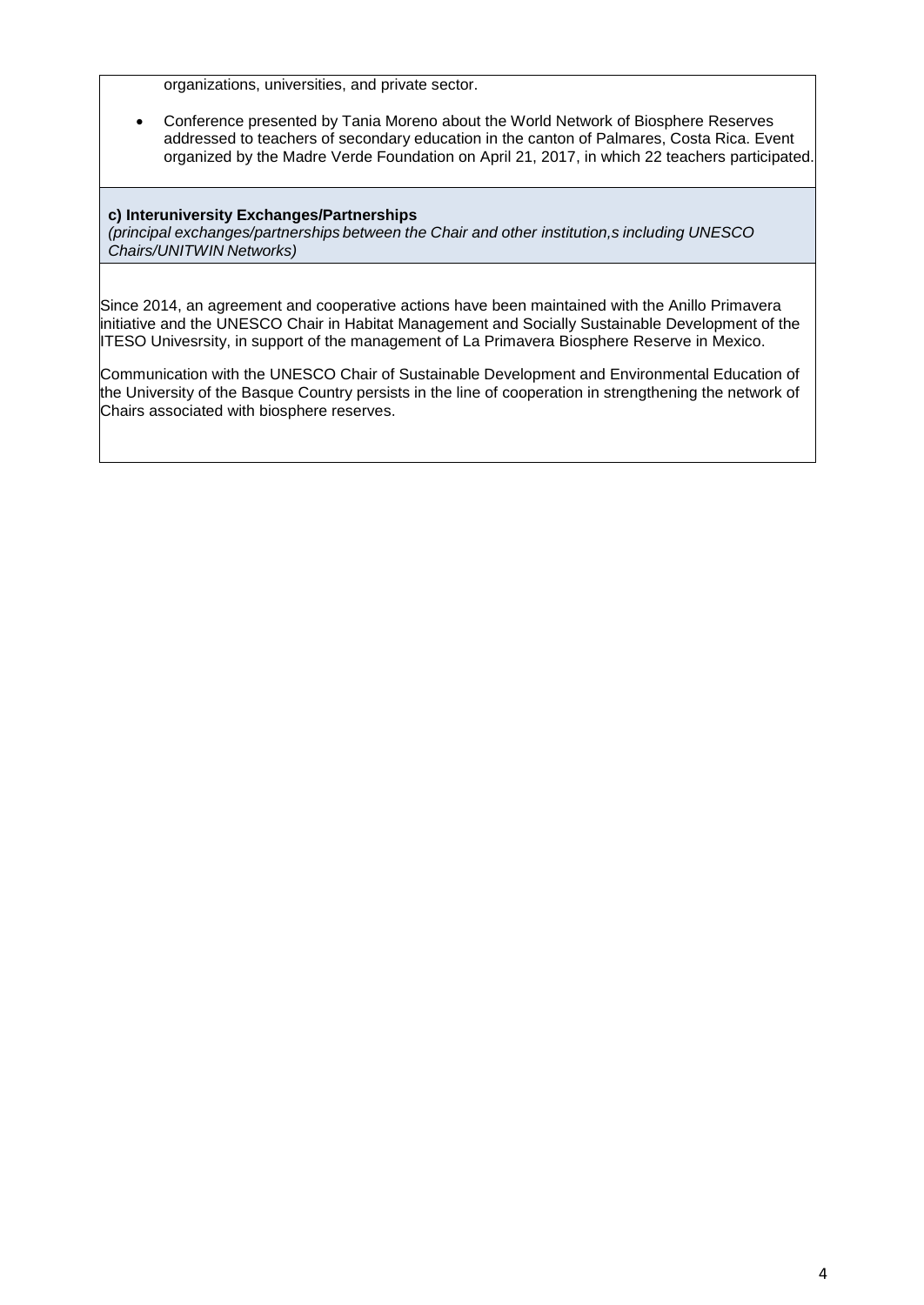organizations, universities, and private sector.

- Conference presented by Tania Moreno about the World Network of Biosphere Reserves addressed to teachers of secondary education in the canton of Palmares, Costa Rica. Event organized by the Madre Verde Foundation on April 21, 2017, in which 22 teachers participated.

**c) Interuniversity Exchanges/Partnerships**
*(principal exchanges/partnerships between the Chair and other institution,s including UNESCO Chairs/UNITWIN Networks)*

Since 2014, an agreement and cooperative actions have been maintained with the Anillo Primavera initiative and the UNESCO Chair in Habitat Management and Socially Sustainable Development of the ITESO Univesrsity, in support of the management of La Primavera Biosphere Reserve in Mexico.

Communication with the UNESCO Chair of Sustainable Development and Environmental Education of the University of the Basque Country persists in the line of cooperation in strengthening the network of Chairs associated with biosphere reserves.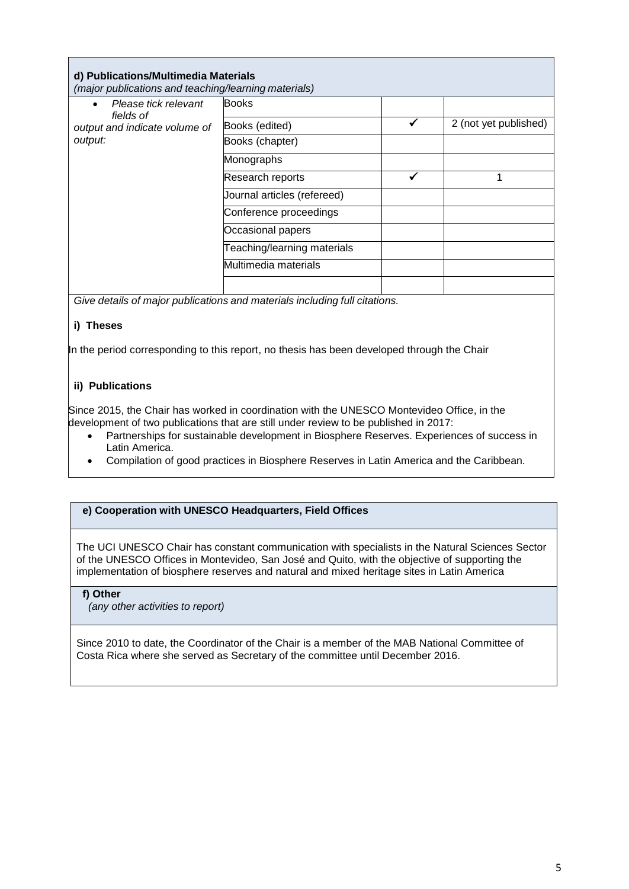**d) Publications/Multimedia Materials**
*(major publications and teaching/learning materials)*

| *Please tick relevant fields of output and indicate volume of output:* | | | |
|---|---|---|---|
| | Books | | |
| | Books (edited) | ✓ | 2 (not yet published) |
| | Books (chapter) | | |
| | Monographs | | |
| | Research reports | ✓ | 1 |
| | Journal articles (refereed) | | |
| | Conference proceedings | | |
| | Occasional papers | | |
| | Teaching/learning materials | | |
| | Multimedia materials | | |
| | | | |

*Give details of major publications and materials including full citations.*

**i) Theses**

In the period corresponding to this report, no thesis has been developed through the Chair

**ii) Publications**

Since 2015, the Chair has worked in coordination with the UNESCO Montevideo Office, in the development of two publications that are still under review to be published in 2017:

- Partnerships for sustainable development in Biosphere Reserves. Experiences of success in Latin America.
- Compilation of good practices in Biosphere Reserves in Latin America and the Caribbean.

**e) Cooperation with UNESCO Headquarters, Field Offices**

The UCI UNESCO Chair has constant communication with specialists in the Natural Sciences Sector of the UNESCO Offices in Montevideo, San José and Quito, with the objective of supporting the implementation of biosphere reserves and natural and mixed heritage sites in Latin America

**f) Other**
*(any other activities to report)*

Since 2010 to date, the Coordinator of the Chair is a member of the MAB National Committee of Costa Rica where she served as Secretary of the committee until December 2016.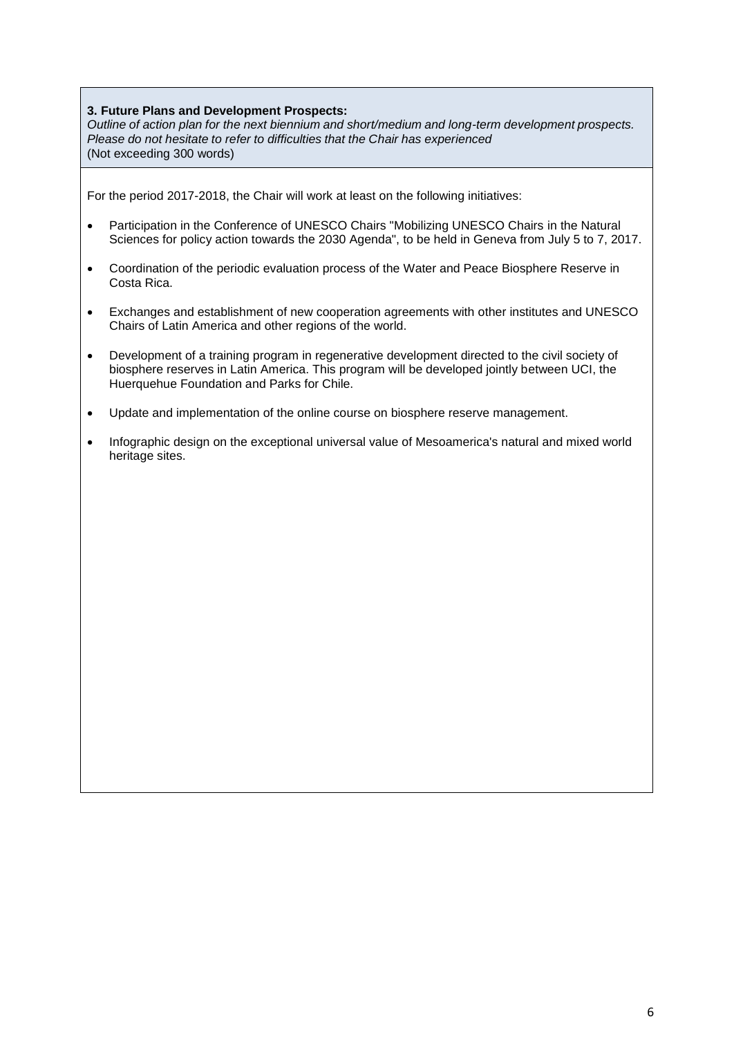**3. Future Plans and Development Prospects:**

*Outline of action plan for the next biennium and short/medium and long-term development prospects. Please do not hesitate to refer to difficulties that the Chair has experienced*

(Not exceeding 300 words)

For the period 2017-2018, the Chair will work at least on the following initiatives:

- Participation in the Conference of UNESCO Chairs "Mobilizing UNESCO Chairs in the Natural Sciences for policy action towards the 2030 Agenda", to be held in Geneva from July 5 to 7, 2017.
- Coordination of the periodic evaluation process of the Water and Peace Biosphere Reserve in Costa Rica.
- Exchanges and establishment of new cooperation agreements with other institutes and UNESCO Chairs of Latin America and other regions of the world.
- Development of a training program in regenerative development directed to the civil society of biosphere reserves in Latin America. This program will be developed jointly between UCI, the Huerquehue Foundation and Parks for Chile.
- Update and implementation of the online course on biosphere reserve management.
- Infographic design on the exceptional universal value of Mesoamerica's natural and mixed world heritage sites.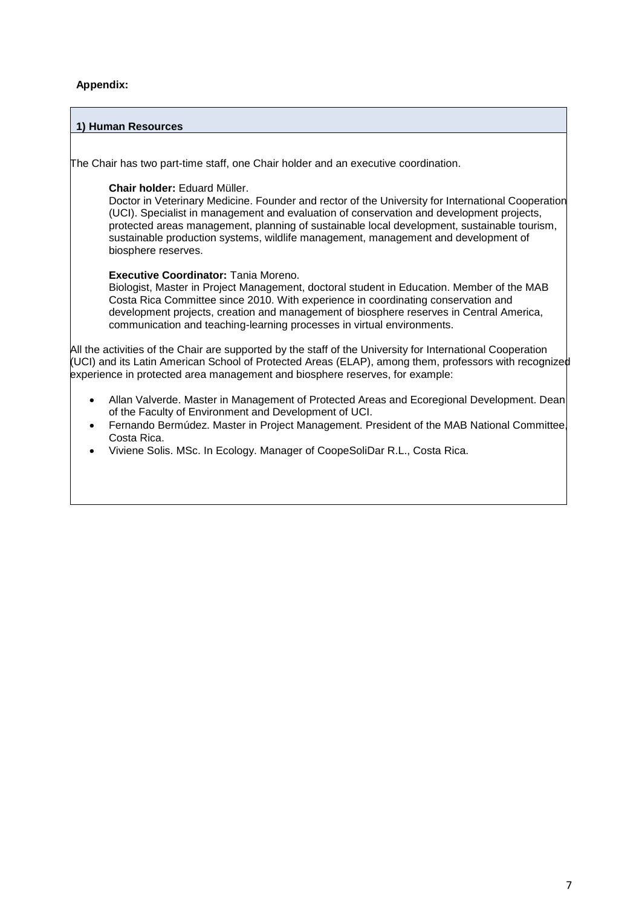**Appendix:**

## 1) Human Resources

The Chair has two part-time staff, one Chair holder and an executive coordination.

**Chair holder:** Eduard Müller.
Doctor in Veterinary Medicine. Founder and rector of the University for International Cooperation (UCI). Specialist in management and evaluation of conservation and development projects, protected areas management, planning of sustainable local development, sustainable tourism, sustainable production systems, wildlife management, management and development of biosphere reserves.

**Executive Coordinator:** Tania Moreno.
Biologist, Master in Project Management, doctoral student in Education. Member of the MAB Costa Rica Committee since 2010. With experience in coordinating conservation and development projects, creation and management of biosphere reserves in Central America, communication and teaching-learning processes in virtual environments.

All the activities of the Chair are supported by the staff of the University for International Cooperation (UCI) and its Latin American School of Protected Areas (ELAP), among them, professors with recognized experience in protected area management and biosphere reserves, for example:

- Allan Valverde. Master in Management of Protected Areas and Ecoregional Development. Dean of the Faculty of Environment and Development of UCI.
- Fernando Bermúdez. Master in Project Management. President of the MAB National Committee, Costa Rica.
- Viviene Solis. MSc. In Ecology. Manager of CoopeSoliDar R.L., Costa Rica.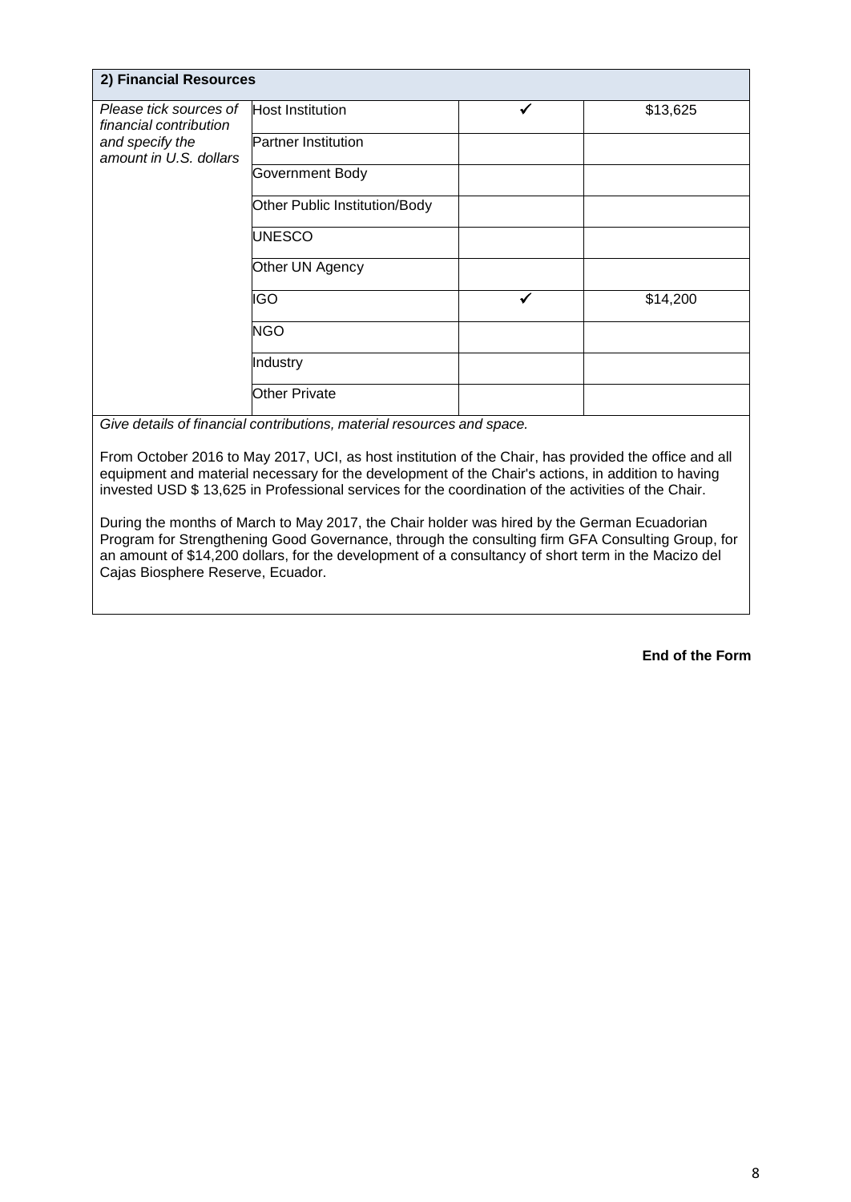**2) Financial Resources**

| | | | |
|---|---|---|---|
| *Please tick sources of financial contribution and specify the amount in U.S. dollars* | Host Institution | ✓ | $13,625 |
| | Partner Institution | | |
| | Government Body | | |
| | Other Public Institution/Body | | |
| | UNESCO | | |
| | Other UN Agency | | |
| | IGO | ✓ | $14,200 |
| | NGO | | |
| | Industry | | |
| | Other Private | | |

*Give details of financial contributions, material resources and space.*

From October 2016 to May 2017, UCI, as host institution of the Chair, has provided the office and all equipment and material necessary for the development of the Chair's actions, in addition to having invested USD $ 13,625 in Professional services for the coordination of the activities of the Chair.

During the months of March to May 2017, the Chair holder was hired by the German Ecuadorian Program for Strengthening Good Governance, through the consulting firm GFA Consulting Group, for an amount of $14,200 dollars, for the development of a consultancy of short term in the Macizo del Cajas Biosphere Reserve, Ecuador.

**End of the Form**